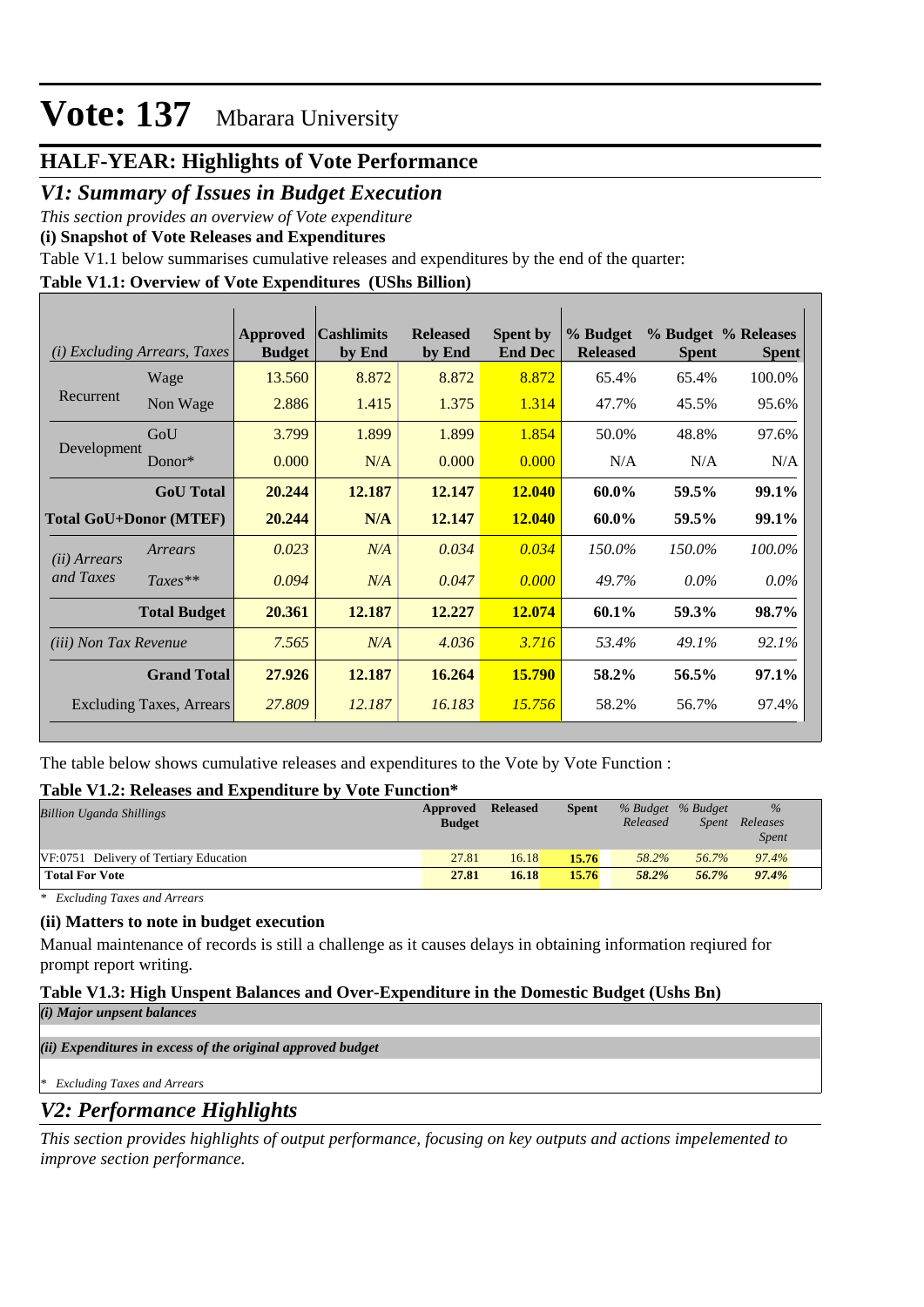# Vote: 137 Mbarara University

## HALF-YEAR: Highlights of Vote Performance

## *V1: Summary of Issues in Budget Execution*

*This section provides an overview of Vote expenditure*

**(i) Snapshot of Vote Releases and Expenditures**

Table V1.1 below summarises cumulative releases and expenditures by the end of the quarter:

**Table V1.1: Overview of Vote Expenditures (UShs Billion)**

| *(i) Excluding Arrears, Taxes* | | Approved Budget | Cashlimits by End | Released by End | Spent by End Dec | % Budget Released | % Budget Spent | % Releases Spent |
|---|---|---|---|---|---|---|---|---|
| Recurrent | Wage | 13.560 | 8.872 | 8.872 | 8.872 | 65.4% | 65.4% | 100.0% |
| | Non Wage | 2.886 | 1.415 | 1.375 | 1.314 | 47.7% | 45.5% | 95.6% |
| Development | GoU | 3.799 | 1.899 | 1.899 | 1.854 | 50.0% | 48.8% | 97.6% |
| | Donor* | 0.000 | N/A | 0.000 | 0.000 | N/A | N/A | N/A |
| | **GoU Total** | **20.244** | **12.187** | **12.147** | **12.040** | **60.0%** | **59.5%** | **99.1%** |
| **Total GoU+Donor (MTEF)** | | **20.244** | **N/A** | **12.147** | **12.040** | **60.0%** | **59.5%** | **99.1%** |
| *(ii) Arrears and Taxes* | *Arrears* | *0.023* | *N/A* | *0.034* | *0.034* | *150.0%* | *150.0%* | *100.0%* |
| | *Taxes*** | *0.094* | *N/A* | *0.047* | *0.000* | *49.7%* | *0.0%* | *0.0%* |
| | **Total Budget** | **20.361** | **12.187** | **12.227** | **12.074** | **60.1%** | **59.3%** | **98.7%** |
| *(iii) Non Tax Revenue* | | *7.565* | *N/A* | *4.036* | *3.716* | *53.4%* | *49.1%* | *92.1%* |
| | **Grand Total** | **27.926** | **12.187** | **16.264** | **15.790** | **58.2%** | **56.5%** | **97.1%** |
| | Excluding Taxes, Arrears | *27.809* | *12.187* | *16.183* | *15.756* | 58.2% | 56.7% | 97.4% |

The table below shows cumulative releases and expenditures to the Vote by Vote Function :

**Table V1.2: Releases and Expenditure by Vote Function***

| *Billion Uganda Shillings* | Approved Budget | Released | Spent | *% Budget Released* | *% Budget Spent* | *% Releases Spent* |
|---|---|---|---|---|---|---|
| VF:0751 Delivery of Tertiary Education | 27.81 | 16.18 | 15.76 | *58.2%* | *56.7%* | *97.4%* |
| **Total For Vote** | **27.81** | **16.18** | **15.76** | ***58.2%*** | ***56.7%*** | ***97.4%*** |

*\* Excluding Taxes and Arrears*

**(ii) Matters to note in budget execution**

Manual maintenance of records is still a challenge as it causes delays in obtaining information reqiured for prompt report writing.

**Table V1.3: High Unspent Balances and Over-Expenditure in the Domestic Budget (Ushs Bn)**

***(i) Major unpsent balances***

***(ii) Expenditures in excess of the original approved budget***

*\* Excluding Taxes and Arrears*

## *V2: Performance Highlights*

*This section provides highlights of output performance, focusing on key outputs and actions impelemented to improve section performance.*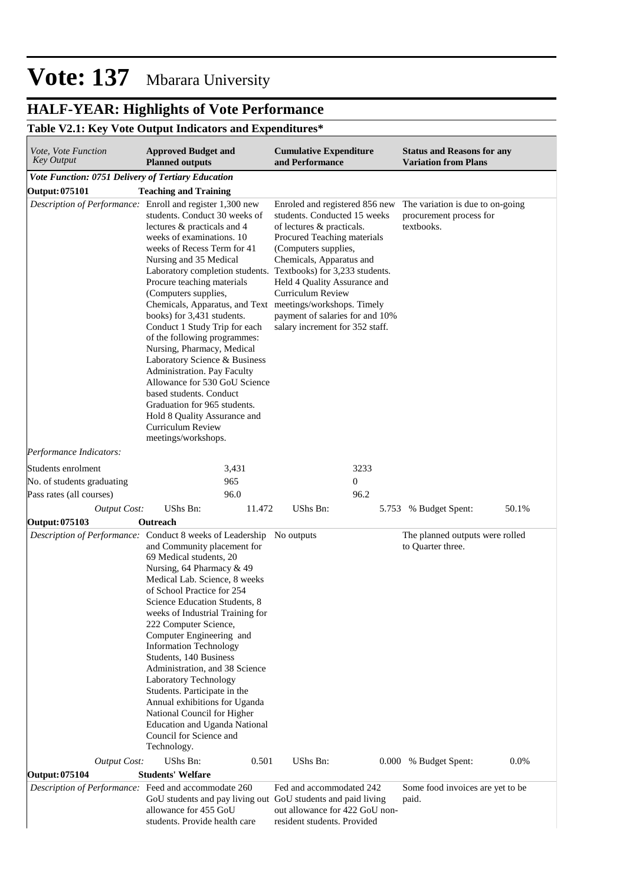# Vote: 137 Mbarara University

## HALF-YEAR: Highlights of Vote Performance

### Table V2.1: Key Vote Output Indicators and Expenditures*

| *Vote, Vote Function Key Output* | **Approved Budget and Planned outputs** | | **Cumulative Expenditure and Performance** | | **Status and Reasons for any Variation from Plans** | |
|---|---|---|---|---|---|---|
| ***Vote Function: 0751 Delivery of Tertiary Education*** | | | | | | |
| **Output: 075101** | **Teaching and Training** | | | | | |
| *Description of Performance:* | Enroll and register 1,300 new students. Conduct 30 weeks of lectures & practicals and 4 weeks of examinations. 10 weeks of Recess Term for 41 Nursing and 35 Medical Laboratory completion students. Procure teaching materials (Computers supplies, Chemicals, Apparatus, and Text books) for 3,431 students. Conduct 1 Study Trip for each of the following programmes: Nursing, Pharmacy, Medical Laboratory Science & Business Administration. Pay Faculty Allowance for 530 GoU Science based students. Conduct Graduation for 965 students. Hold 8 Quality Assurance and Curriculum Review meetings/workshops. | | Enroled and registered 856 new students. Conducted 15 weeks of lectures & practicals. Procured Teaching materials (Computers supplies, Chemicals, Apparatus and Textbooks) for 3,233 students. Held 4 Quality Assurance and Curriculum Review meetings/workshops. Timely payment of salaries for and 10% salary increment for 352 staff. | | The variation is due to on-going procurement process for textbooks. | |
| *Performance Indicators:* | | | | | | |
| Students enrolment | | 3,431 | | 3233 | | |
| No. of students graduating | | 965 | | 0 | | |
| Pass rates (all courses) | | 96.0 | | 96.2 | | |
| *Output Cost:* | UShs Bn: | 11.472 | UShs Bn: | 5.753 | % Budget Spent: | 50.1% |
| **Output: 075103** | **Outreach** | | | | | |
| *Description of Performance:* | Conduct 8 weeks of Leadership and Community placement for 69 Medical students, 20 Nursing, 64 Pharmacy & 49 Medical Lab. Science, 8 weeks of School Practice for 254 Science Education Students, 8 weeks of Industrial Training for 222 Computer Science, Computer Engineering and Information Technology Students, 140 Business Administration, and 38 Science Laboratory Technology Students. Participate in the Annual exhibitions for Uganda National Council for Higher Education and Uganda National Council for Science and Technology. | | No outputs | | The planned outputs were rolled to Quarter three. | |
| *Output Cost:* | UShs Bn: | 0.501 | UShs Bn: | 0.000 | % Budget Spent: | 0.0% |
| **Output: 075104** | **Students' Welfare** | | | | | |
| *Description of Performance:* | Feed and accommodate 260 GoU students and pay living out allowance for 455 GoU students. Provide health care | | Fed and accommodated 242 GoU students and paid living out allowance for 422 GoU non-resident students. Provided | | Some food invoices are yet to be paid. | |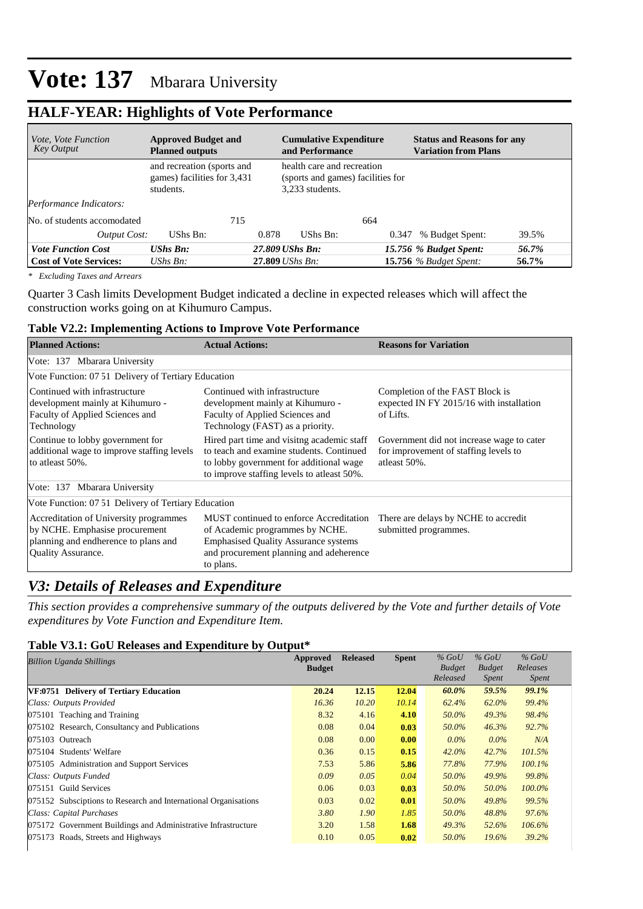# Vote: 137 Mbarara University

## HALF-YEAR: Highlights of Vote Performance

| *Vote, Vote Function Key Output* | **Approved Budget and Planned outputs** | | **Cumulative Expenditure and Performance** | | **Status and Reasons for any Variation from Plans** | |
|---|---|---|---|---|---|---|
| | and recreation (sports and games) facilities for 3,431 students. | | health care and recreation (sports and games) facilities for 3,233 students. | | | |
| *Performance Indicators:* | | | | | | |
| No. of students accomodated | | 715 | | 664 | | |
| *Output Cost:* | UShs Bn: | 0.878 | UShs Bn: | 0.347 | % Budget Spent: | 39.5% |
| ***Vote Function Cost*** | ***UShs Bn:*** | ***27.809*** | ***UShs Bn:*** | ***15.756*** | ***% Budget Spent:*** | ***56.7%*** |
| **Cost of Vote Services:** | *UShs Bn:* | **27.809** | *UShs Bn:* | **15.756** | *% Budget Spent:* | **56.7%** |

*\* Excluding Taxes and Arrears*

Quarter 3 Cash limits Development Budget indicated a decline in expected releases which will affect the construction works going on at Kihumuro Campus.

**Table V2.2: Implementing Actions to Improve Vote Performance**

| **Planned Actions:** | **Actual Actions:** | **Reasons for Variation** |
|---|---|---|
| Vote: 137 Mbarara University | | |
| Vote Function: 07 51 Delivery of Tertiary Education | | |
| Continued with infrastructure development mainly at Kihumuro - Faculty of Applied Sciences and Technology | Continued with infrastructure development mainly at Kihumuro - Faculty of Applied Sciences and Technology (FAST) as a priority. | Completion of the FAST Block is expected IN FY 2015/16 with installation of Lifts. |
| Continue to lobby government for additional wage to improve staffing levels to atleast 50%. | Hired part time and visitng academic staff to teach and examine students. Continued to lobby government for additional wage to improve staffing levels to atleast 50%. | Government did not increase wage to cater for improvement of staffing levels to atleast 50%. |
| Vote: 137 Mbarara University | | |
| Vote Function: 07 51 Delivery of Tertiary Education | | |
| Accreditation of University programmes by NCHE. Emphasise procurement planning and endherence to plans and Quality Assurance. | MUST continued to enforce Accreditation of Academic programmes by NCHE. Emphasised Quality Assurance systems and procurement planning and adeherence to plans. | There are delays by NCHE to accredit submitted programmes. |

## *V3: Details of Releases and Expenditure*

*This section provides a comprehensive summary of the outputs delivered by the Vote and further details of Vote expenditures by Vote Function and Expenditure Item.*

**Table V3.1: GoU Releases and Expenditure by Output\***

| *Billion Uganda Shillings* | **Approved Budget** | **Released** | **Spent** | *% GoU Budget Released* | *% GoU Budget Spent* | *% GoU Releases Spent* |
|---|---|---|---|---|---|---|
| **VF:0751 Delivery of Tertiary Education** | **20.24** | **12.15** | **12.04** | ***60.0%*** | ***59.5%*** | ***99.1%*** |
| *Class: Outputs Provided* | *16.36* | *10.20* | *10.14* | *62.4%* | *62.0%* | *99.4%* |
| 075101 Teaching and Training | 8.32 | 4.16 | **4.10** | *50.0%* | *49.3%* | *98.4%* |
| 075102 Research, Consultancy and Publications | 0.08 | 0.04 | **0.03** | *50.0%* | *46.3%* | *92.7%* |
| 075103 Outreach | 0.08 | 0.00 | **0.00** | *0.0%* | *0.0%* | *N/A* |
| 075104 Students' Welfare | 0.36 | 0.15 | **0.15** | *42.0%* | *42.7%* | *101.5%* |
| 075105 Administration and Support Services | 7.53 | 5.86 | **5.86** | *77.8%* | *77.9%* | *100.1%* |
| *Class: Outputs Funded* | *0.09* | *0.05* | *0.04* | *50.0%* | *49.9%* | *99.8%* |
| 075151 Guild Services | 0.06 | 0.03 | **0.03** | *50.0%* | *50.0%* | *100.0%* |
| 075152 Subsciptions to Research and International Organisations | 0.03 | 0.02 | **0.01** | *50.0%* | *49.8%* | *99.5%* |
| *Class: Capital Purchases* | *3.80* | *1.90* | *1.85* | *50.0%* | *48.8%* | *97.6%* |
| 075172 Government Buildings and Administrative Infrastructure | 3.20 | 1.58 | **1.68** | *49.3%* | *52.6%* | *106.6%* |
| 075173 Roads, Streets and Highways | 0.10 | 0.05 | **0.02** | *50.0%* | *19.6%* | *39.2%* |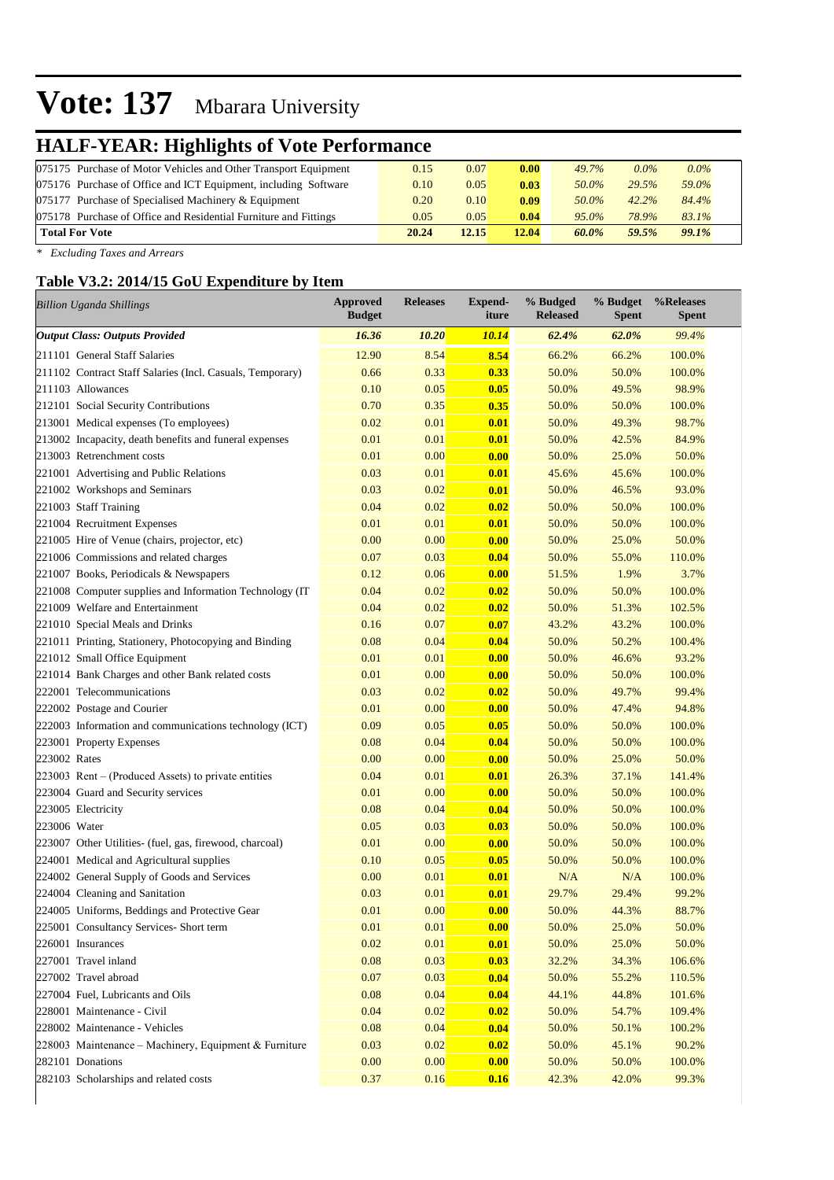# Vote: 137 Mbarara University

## HALF-YEAR: Highlights of Vote Performance

| | | | | | | |
|---|---|---|---|---|---|---|
| 075175 Purchase of Motor Vehicles and Other Transport Equipment | 0.15 | 0.07 | 0.00 | 49.7% | 0.0% | 0.0% |
| 075176 Purchase of Office and ICT Equipment, including Software | 0.10 | 0.05 | 0.03 | 50.0% | 29.5% | 59.0% |
| 075177 Purchase of Specialised Machinery & Equipment | 0.20 | 0.10 | 0.09 | 50.0% | 42.2% | 84.4% |
| 075178 Purchase of Office and Residential Furniture and Fittings | 0.05 | 0.05 | 0.04 | 95.0% | 78.9% | 83.1% |
| **Total For Vote** | **20.24** | **12.15** | **12.04** | ***60.0%*** | ***59.5%*** | ***99.1%*** |

*\* Excluding Taxes and Arrears*

### Table V3.2: 2014/15 GoU Expenditure by Item

| *Billion Uganda Shillings* | Approved Budget | Releases | Expend- iture | % Budged Released | % Budget Spent | %Releases Spent |
|---|---|---|---|---|---|---|
| ***Output Class: Outputs Provided*** | ***16.36*** | ***10.20*** | ***10.14*** | ***62.4%*** | ***62.0%*** | ***99.4%*** |
| 211101 General Staff Salaries | 12.90 | 8.54 | **8.54** | 66.2% | 66.2% | 100.0% |
| 211102 Contract Staff Salaries (Incl. Casuals, Temporary) | 0.66 | 0.33 | **0.33** | 50.0% | 50.0% | 100.0% |
| 211103 Allowances | 0.10 | 0.05 | **0.05** | 50.0% | 49.5% | 98.9% |
| 212101 Social Security Contributions | 0.70 | 0.35 | **0.35** | 50.0% | 50.0% | 100.0% |
| 213001 Medical expenses (To employees) | 0.02 | 0.01 | **0.01** | 50.0% | 49.3% | 98.7% |
| 213002 Incapacity, death benefits and funeral expenses | 0.01 | 0.01 | **0.01** | 50.0% | 42.5% | 84.9% |
| 213003 Retrenchment costs | 0.01 | 0.00 | **0.00** | 50.0% | 25.0% | 50.0% |
| 221001 Advertising and Public Relations | 0.03 | 0.01 | **0.01** | 45.6% | 45.6% | 100.0% |
| 221002 Workshops and Seminars | 0.03 | 0.02 | **0.01** | 50.0% | 46.5% | 93.0% |
| 221003 Staff Training | 0.04 | 0.02 | **0.02** | 50.0% | 50.0% | 100.0% |
| 221004 Recruitment Expenses | 0.01 | 0.01 | **0.01** | 50.0% | 50.0% | 100.0% |
| 221005 Hire of Venue (chairs, projector, etc) | 0.00 | 0.00 | **0.00** | 50.0% | 25.0% | 50.0% |
| 221006 Commissions and related charges | 0.07 | 0.03 | **0.04** | 50.0% | 55.0% | 110.0% |
| 221007 Books, Periodicals & Newspapers | 0.12 | 0.06 | **0.00** | 51.5% | 1.9% | 3.7% |
| 221008 Computer supplies and Information Technology (IT | 0.04 | 0.02 | **0.02** | 50.0% | 50.0% | 100.0% |
| 221009 Welfare and Entertainment | 0.04 | 0.02 | **0.02** | 50.0% | 51.3% | 102.5% |
| 221010 Special Meals and Drinks | 0.16 | 0.07 | **0.07** | 43.2% | 43.2% | 100.0% |
| 221011 Printing, Stationery, Photocopying and Binding | 0.08 | 0.04 | **0.04** | 50.0% | 50.2% | 100.4% |
| 221012 Small Office Equipment | 0.01 | 0.01 | **0.00** | 50.0% | 46.6% | 93.2% |
| 221014 Bank Charges and other Bank related costs | 0.01 | 0.00 | **0.00** | 50.0% | 50.0% | 100.0% |
| 222001 Telecommunications | 0.03 | 0.02 | **0.02** | 50.0% | 49.7% | 99.4% |
| 222002 Postage and Courier | 0.01 | 0.00 | **0.00** | 50.0% | 47.4% | 94.8% |
| 222003 Information and communications technology (ICT) | 0.09 | 0.05 | **0.05** | 50.0% | 50.0% | 100.0% |
| 223001 Property Expenses | 0.08 | 0.04 | **0.04** | 50.0% | 50.0% | 100.0% |
| 223002 Rates | 0.00 | 0.00 | **0.00** | 50.0% | 25.0% | 50.0% |
| 223003 Rent – (Produced Assets) to private entities | 0.04 | 0.01 | **0.01** | 26.3% | 37.1% | 141.4% |
| 223004 Guard and Security services | 0.01 | 0.00 | **0.00** | 50.0% | 50.0% | 100.0% |
| 223005 Electricity | 0.08 | 0.04 | **0.04** | 50.0% | 50.0% | 100.0% |
| 223006 Water | 0.05 | 0.03 | **0.03** | 50.0% | 50.0% | 100.0% |
| 223007 Other Utilities- (fuel, gas, firewood, charcoal) | 0.01 | 0.00 | **0.00** | 50.0% | 50.0% | 100.0% |
| 224001 Medical and Agricultural supplies | 0.10 | 0.05 | **0.05** | 50.0% | 50.0% | 100.0% |
| 224002 General Supply of Goods and Services | 0.00 | 0.01 | **0.01** | N/A | N/A | 100.0% |
| 224004 Cleaning and Sanitation | 0.03 | 0.01 | **0.01** | 29.7% | 29.4% | 99.2% |
| 224005 Uniforms, Beddings and Protective Gear | 0.01 | 0.00 | **0.00** | 50.0% | 44.3% | 88.7% |
| 225001 Consultancy Services- Short term | 0.01 | 0.01 | **0.00** | 50.0% | 25.0% | 50.0% |
| 226001 Insurances | 0.02 | 0.01 | **0.01** | 50.0% | 25.0% | 50.0% |
| 227001 Travel inland | 0.08 | 0.03 | **0.03** | 32.2% | 34.3% | 106.6% |
| 227002 Travel abroad | 0.07 | 0.03 | **0.04** | 50.0% | 55.2% | 110.5% |
| 227004 Fuel, Lubricants and Oils | 0.08 | 0.04 | **0.04** | 44.1% | 44.8% | 101.6% |
| 228001 Maintenance - Civil | 0.04 | 0.02 | **0.02** | 50.0% | 54.7% | 109.4% |
| 228002 Maintenance - Vehicles | 0.08 | 0.04 | **0.04** | 50.0% | 50.1% | 100.2% |
| 228003 Maintenance – Machinery, Equipment & Furniture | 0.03 | 0.02 | **0.02** | 50.0% | 45.1% | 90.2% |
| 282101 Donations | 0.00 | 0.00 | **0.00** | 50.0% | 50.0% | 100.0% |
| 282103 Scholarships and related costs | 0.37 | 0.16 | **0.16** | 42.3% | 42.0% | 99.3% |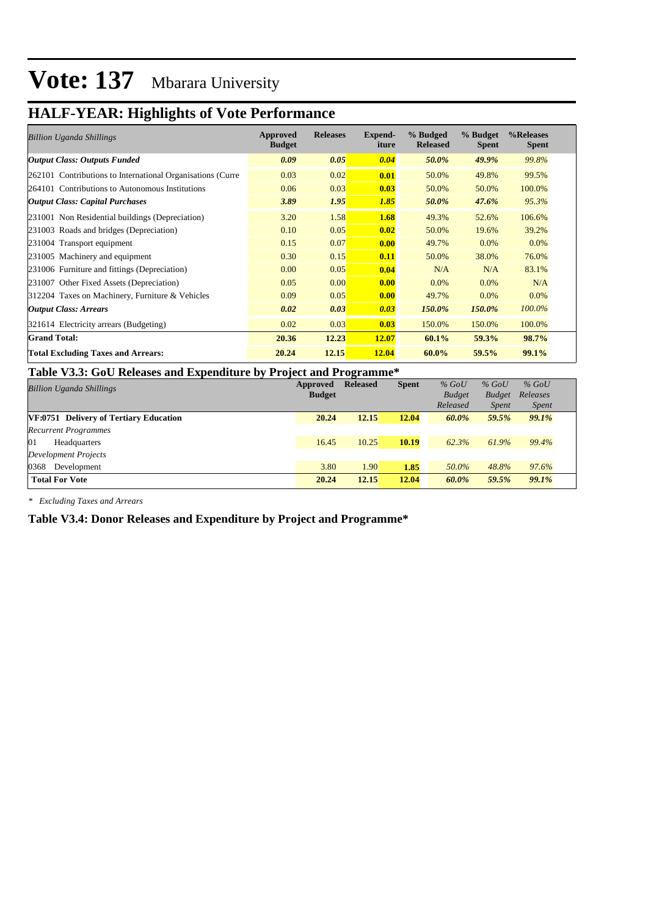# Vote: 137 Mbarara University

## HALF-YEAR: Highlights of Vote Performance

| *Billion Uganda Shillings* | Approved Budget | Releases | Expend-iture | % Budged Released | % Budget Spent | %Releases Spent |
|---|---|---|---|---|---|---|
| ***Output Class: Outputs Funded*** | ***0.09*** | ***0.05*** | ***0.04*** | ***50.0%*** | ***49.9%*** | *99.8%* |
| 262101 Contributions to International Organisations (Curre | 0.03 | 0.02 | **0.01** | 50.0% | 49.8% | 99.5% |
| 264101 Contributions to Autonomous Institutions | 0.06 | 0.03 | **0.03** | 50.0% | 50.0% | 100.0% |
| ***Output Class: Capital Purchases*** | ***3.89*** | ***1.95*** | ***1.85*** | ***50.0%*** | ***47.6%*** | *95.3%* |
| 231001 Non Residential buildings (Depreciation) | 3.20 | 1.58 | **1.68** | 49.3% | 52.6% | 106.6% |
| 231003 Roads and bridges (Depreciation) | 0.10 | 0.05 | **0.02** | 50.0% | 19.6% | 39.2% |
| 231004 Transport equipment | 0.15 | 0.07 | **0.00** | 49.7% | 0.0% | 0.0% |
| 231005 Machinery and equipment | 0.30 | 0.15 | **0.11** | 50.0% | 38.0% | 76.0% |
| 231006 Furniture and fittings (Depreciation) | 0.00 | 0.05 | **0.04** | N/A | N/A | 83.1% |
| 231007 Other Fixed Assets (Depreciation) | 0.05 | 0.00 | **0.00** | 0.0% | 0.0% | N/A |
| 312204 Taxes on Machinery, Furniture & Vehicles | 0.09 | 0.05 | **0.00** | 49.7% | 0.0% | 0.0% |
| ***Output Class: Arrears*** | ***0.02*** | ***0.03*** | ***0.03*** | ***150.0%*** | ***150.0%*** | *100.0%* |
| 321614 Electricity arrears (Budgeting) | 0.02 | 0.03 | **0.03** | 150.0% | 150.0% | 100.0% |
| **Grand Total:** | **20.36** | **12.23** | **12.07** | **60.1%** | **59.3%** | **98.7%** |
| **Total Excluding Taxes and Arrears:** | **20.24** | **12.15** | **12.04** | **60.0%** | **59.5%** | **99.1%** |

### Table V3.3: GoU Releases and Expenditure by Project and Programme*

| *Billion Uganda Shillings* | Approved Budget | Released | Spent | *% GoU Budget Released* | *% GoU Budget Spent* | *% GoU Releases Spent* |
|---|---|---|---|---|---|---|
| **VF:0751 Delivery of Tertiary Education** | **20.24** | **12.15** | **12.04** | ***60.0%*** | ***59.5%*** | ***99.1%*** |
| *Recurrent Programmes* | | | | | | |
| 01 Headquarters | 16.45 | 10.25 | **10.19** | *62.3%* | *61.9%* | *99.4%* |
| *Development Projects* | | | | | | |
| 0368 Development | 3.80 | 1.90 | **1.85** | *50.0%* | *48.8%* | *97.6%* |
| **Total For Vote** | **20.24** | **12.15** | **12.04** | ***60.0%*** | ***59.5%*** | ***99.1%*** |

*\* Excluding Taxes and Arrears*

### Table V3.4: Donor Releases and Expenditure by Project and Programme*